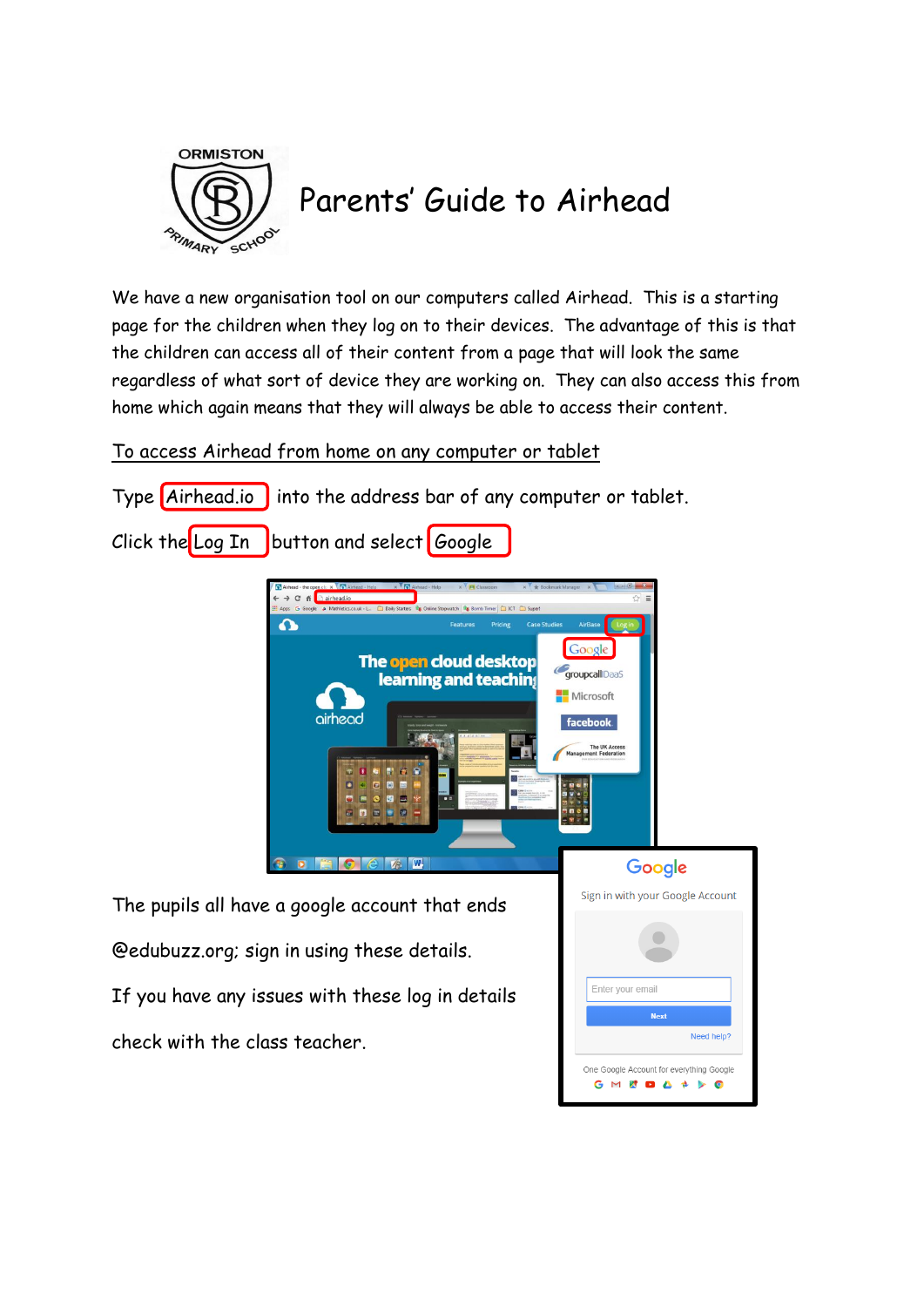# Parents' Guide to Airhead

We have a new organisation tool on our computers called Airhead. This is a starting page for the children when they log on to their devices. The advantage of this is that the children can access all of their content from a page that will look the same regardless of what sort of device they are working on. They can also access this from home which again means that they will always be able to access their content.

## To access Airhead from home on any computer or tablet

Type Airhead.io into the address bar of any computer or tablet.

Click the Log In button and select Google

The pupils all have a google account that ends @edubuzz.org; sign in using these details.

If you have any issues with these log in details check with the class teacher.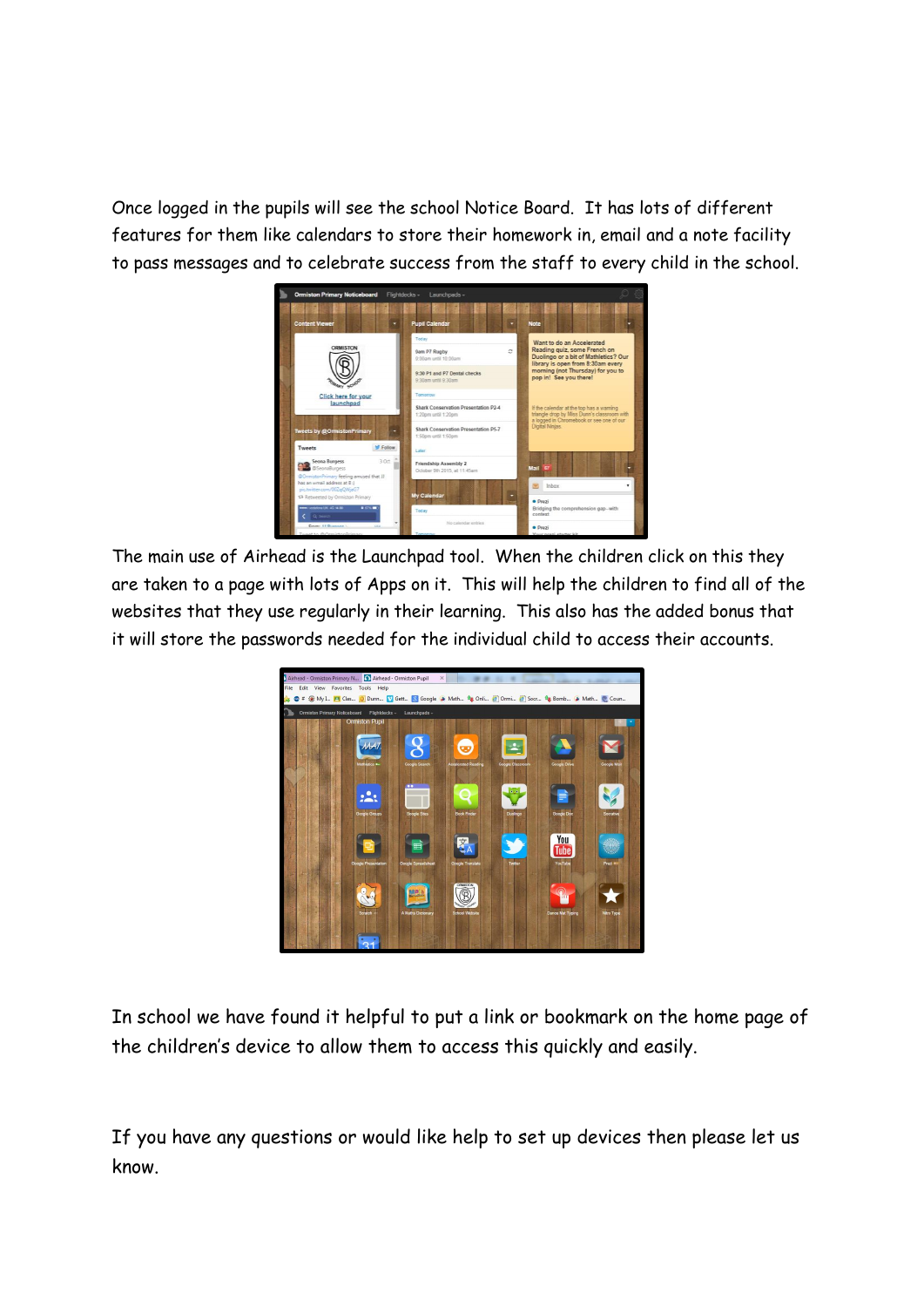Once logged in the pupils will see the school Notice Board. It has lots of different features for them like calendars to store their homework in, email and a note facility to pass messages and to celebrate success from the staff to every child in the school.

The main use of Airhead is the Launchpad tool. When the children click on this they are taken to a page with lots of Apps on it. This will help the children to find all of the websites that they use regularly in their learning. This also has the added bonus that it will store the passwords needed for the individual child to access their accounts.

In school we have found it helpful to put a link or bookmark on the home page of the children's device to allow them to access this quickly and easily.

If you have any questions or would like help to set up devices then please let us know.